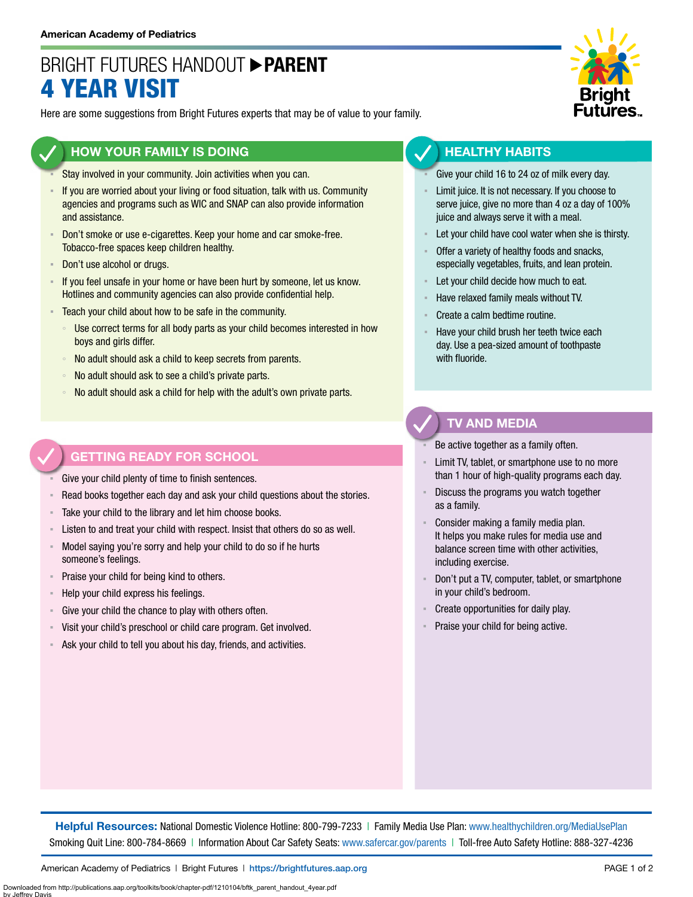American Academy of Pediatrics

# BRIGHT FUTURES HANDOUT ▶ PARENT

# 4 YEAR VISIT

Here are some suggestions from Bright Futures experts that may be of value to your family.

## HOW YOUR FAMILY IS DOING

- Stay involved in your community. Join activities when you can.
- If you are worried about your living or food situation, talk with us. Community agencies and programs such as WIC and SNAP can also provide information and assistance.
- Don't smoke or use e-cigarettes. Keep your home and car smoke-free. Tobacco-free spaces keep children healthy.
- Don't use alcohol or drugs.
- If you feel unsafe in your home or have been hurt by someone, let us know. Hotlines and community agencies can also provide confidential help.
- Teach your child about how to be safe in the community.
  - Use correct terms for all body parts as your child becomes interested in how boys and girls differ.
  - No adult should ask a child to keep secrets from parents.
  - No adult should ask to see a child's private parts.
  - No adult should ask a child for help with the adult's own private parts.

## GETTING READY FOR SCHOOL

- Give your child plenty of time to finish sentences.
- Read books together each day and ask your child questions about the stories.
- Take your child to the library and let him choose books.
- Listen to and treat your child with respect. Insist that others do so as well.
- Model saying you're sorry and help your child to do so if he hurts someone's feelings.
- Praise your child for being kind to others.
- Help your child express his feelings.
- Give your child the chance to play with others often.
- Visit your child's preschool or child care program. Get involved.
- Ask your child to tell you about his day, friends, and activities.

## HEALTHY HABITS

- Give your child 16 to 24 oz of milk every day.
- Limit juice. It is not necessary. If you choose to serve juice, give no more than 4 oz a day of 100% juice and always serve it with a meal.
- Let your child have cool water when she is thirsty.
- Offer a variety of healthy foods and snacks, especially vegetables, fruits, and lean protein.
- Let your child decide how much to eat.
- Have relaxed family meals without TV.
- Create a calm bedtime routine.
- Have your child brush her teeth twice each day. Use a pea-sized amount of toothpaste with fluoride.

## TV AND MEDIA

- Be active together as a family often.
- Limit TV, tablet, or smartphone use to no more than 1 hour of high-quality programs each day.
- Discuss the programs you watch together as a family.
- Consider making a family media plan. It helps you make rules for media use and balance screen time with other activities, including exercise.
- Don't put a TV, computer, tablet, or smartphone in your child's bedroom.
- Create opportunities for daily play.
- Praise your child for being active.

**Helpful Resources:** National Domestic Violence Hotline: 800-799-7233 | Family Media Use Plan: www.healthychildren.org/MediaUsePlan
Smoking Quit Line: 800-784-8669 | Information About Car Safety Seats: www.safercar.gov/parents | Toll-free Auto Safety Hotline: 888-327-4236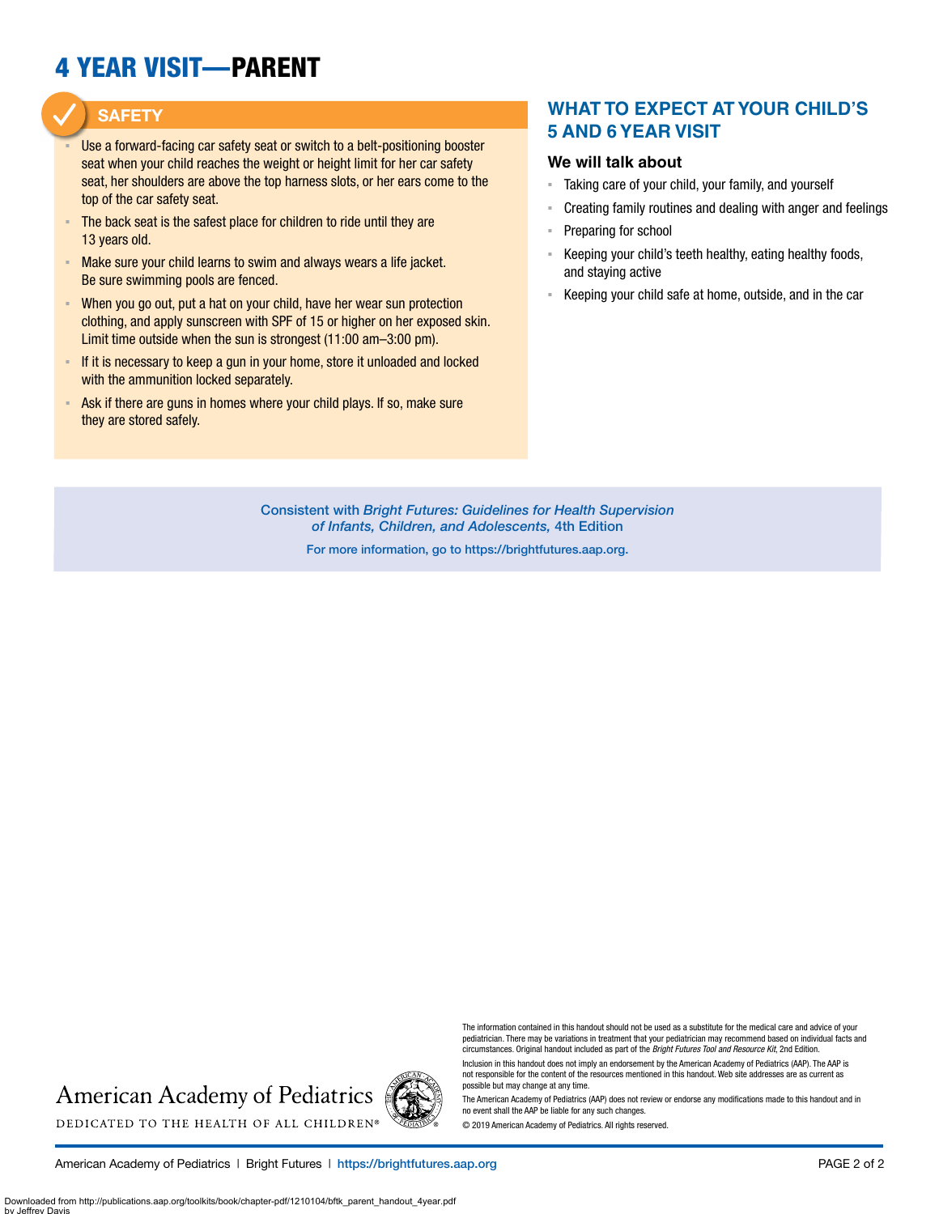# 4 YEAR VISIT—PARENT

## SAFETY

- Use a forward-facing car safety seat or switch to a belt-positioning booster seat when your child reaches the weight or height limit for her car safety seat, her shoulders are above the top harness slots, or her ears come to the top of the car safety seat.
- The back seat is the safest place for children to ride until they are 13 years old.
- Make sure your child learns to swim and always wears a life jacket. Be sure swimming pools are fenced.
- When you go out, put a hat on your child, have her wear sun protection clothing, and apply sunscreen with SPF of 15 or higher on her exposed skin. Limit time outside when the sun is strongest (11:00 am–3:00 pm).
- If it is necessary to keep a gun in your home, store it unloaded and locked with the ammunition locked separately.
- Ask if there are guns in homes where your child plays. If so, make sure they are stored safely.

## WHAT TO EXPECT AT YOUR CHILD'S 5 AND 6 YEAR VISIT

### We will talk about

- Taking care of your child, your family, and yourself
- Creating family routines and dealing with anger and feelings
- Preparing for school
- Keeping your child's teeth healthy, eating healthy foods, and staying active
- Keeping your child safe at home, outside, and in the car

Consistent with *Bright Futures: Guidelines for Health Supervision of Infants, Children, and Adolescents,* 4th Edition

For more information, go to https://brightfutures.aap.org.

American Academy of Pediatrics

DEDICATED TO THE HEALTH OF ALL CHILDREN®

The information contained in this handout should not be used as a substitute for the medical care and advice of your pediatrician. There may be variations in treatment that your pediatrician may recommend based on individual facts and circumstances. Original handout included as part of the *Bright Futures Tool and Resource Kit*, 2nd Edition.

Inclusion in this handout does not imply an endorsement by the American Academy of Pediatrics (AAP). The AAP is not responsible for the content of the resources mentioned in this handout. Web site addresses are as current as possible but may change at any time.

The American Academy of Pediatrics (AAP) does not review or endorse any modifications made to this handout and in no event shall the AAP be liable for any such changes.

© 2019 American Academy of Pediatrics. All rights reserved.